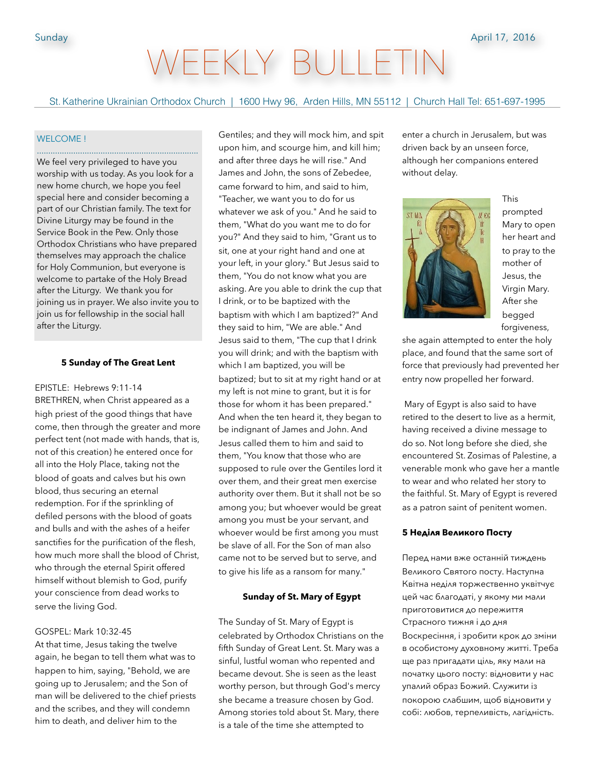Sunday April 17, 2016

# WEEKLY BULLETIN

St. Katherine Ukrainian Orthodox Church | 1600 Hwy 96, Arden Hills, MN 55112 | Church Hall Tel: 651-697-1995

WELCOME !

We feel very privileged to have you worship with us today. As you look for a new home church, we hope you feel special here and consider becoming a part of our Christian family. The text for Divine Liturgy may be found in the Service Book in the Pew. Only those Orthodox Christians who have prepared themselves may approach the chalice for Holy Communion, but everyone is welcome to partake of the Holy Bread after the Liturgy. We thank you for joining us in prayer. We also invite you to join us for fellowship in the social hall after the Liturgy.

**5 Sunday of The Great Lent**

EPISTLE: Hebrews 9:11-14
BRETHREN, when Christ appeared as a high priest of the good things that have come, then through the greater and more perfect tent (not made with hands, that is, not of this creation) he entered once for all into the Holy Place, taking not the blood of goats and calves but his own blood, thus securing an eternal redemption. For if the sprinkling of defiled persons with the blood of goats and bulls and with the ashes of a heifer sanctifies for the purification of the flesh, how much more shall the blood of Christ, who through the eternal Spirit offered himself without blemish to God, purify your conscience from dead works to serve the living God.

GOSPEL: Mark 10:32-45
At that time, Jesus taking the twelve again, he began to tell them what was to happen to him, saying, "Behold, we are going up to Jerusalem; and the Son of man will be delivered to the chief priests and the scribes, and they will condemn him to death, and deliver him to the Gentiles; and they will mock him, and spit upon him, and scourge him, and kill him; and after three days he will rise." And James and John, the sons of Zebedee, came forward to him, and said to him, "Teacher, we want you to do for us whatever we ask of you." And he said to them, "What do you want me to do for you?" And they said to him, "Grant us to sit, one at your right hand and one at your left, in your glory." But Jesus said to them, "You do not know what you are asking. Are you able to drink the cup that I drink, or to be baptized with the baptism with which I am baptized?" And they said to him, "We are able." And Jesus said to them, "The cup that I drink you will drink; and with the baptism with which I am baptized, you will be baptized; but to sit at my right hand or at my left is not mine to grant, but it is for those for whom it has been prepared." And when the ten heard it, they began to be indignant of James and John. And Jesus called them to him and said to them, "You know that those who are supposed to rule over the Gentiles lord it over them, and their great men exercise authority over them. But it shall not be so among you; but whoever would be great among you must be your servant, and whoever would be first among you must be slave of all. For the Son of man also came not to be served but to serve, and to give his life as a ransom for many."

**Sunday of St. Mary of Egypt**

The Sunday of St. Mary of Egypt is celebrated by Orthodox Christians on the fifth Sunday of Great Lent. St. Mary was a sinful, lustful woman who repented and became devout. She is seen as the least worthy person, but through God's mercy she became a treasure chosen by God. Among stories told about St. Mary, there is a tale of the time she attempted to enter a church in Jerusalem, but was driven back by an unseen force, although her companions entered without delay.

This prompted Mary to open her heart and to pray to the mother of Jesus, the Virgin Mary. After she begged forgiveness, she again attempted to enter the holy place, and found that the same sort of force that previously had prevented her entry now propelled her forward.

Mary of Egypt is also said to have retired to the desert to live as a hermit, having received a divine message to do so. Not long before she died, she encountered St. Zosimas of Palestine, a venerable monk who gave her a mantle to wear and who related her story to the faithful. St. Mary of Egypt is revered as a patron saint of penitent women.

**5 Неділя Великого Посту**

Перед нами вже останній тиждень Великого Святого посту. Наступна Квітна неділя торжественно увітчує цей час благодаті, у якому ми мали приготовитися до переживття Страсного тижня і до дня Воскресіння, і зробити крок до зміни в особистому духовному житті. Треба ще раз пригадати ціль, яку мали на початку цього посту: відновити у нас упалий образ Божий. Служити із покорою слабшим, щоб відновити у собі: любов, терпеливість, лагідність.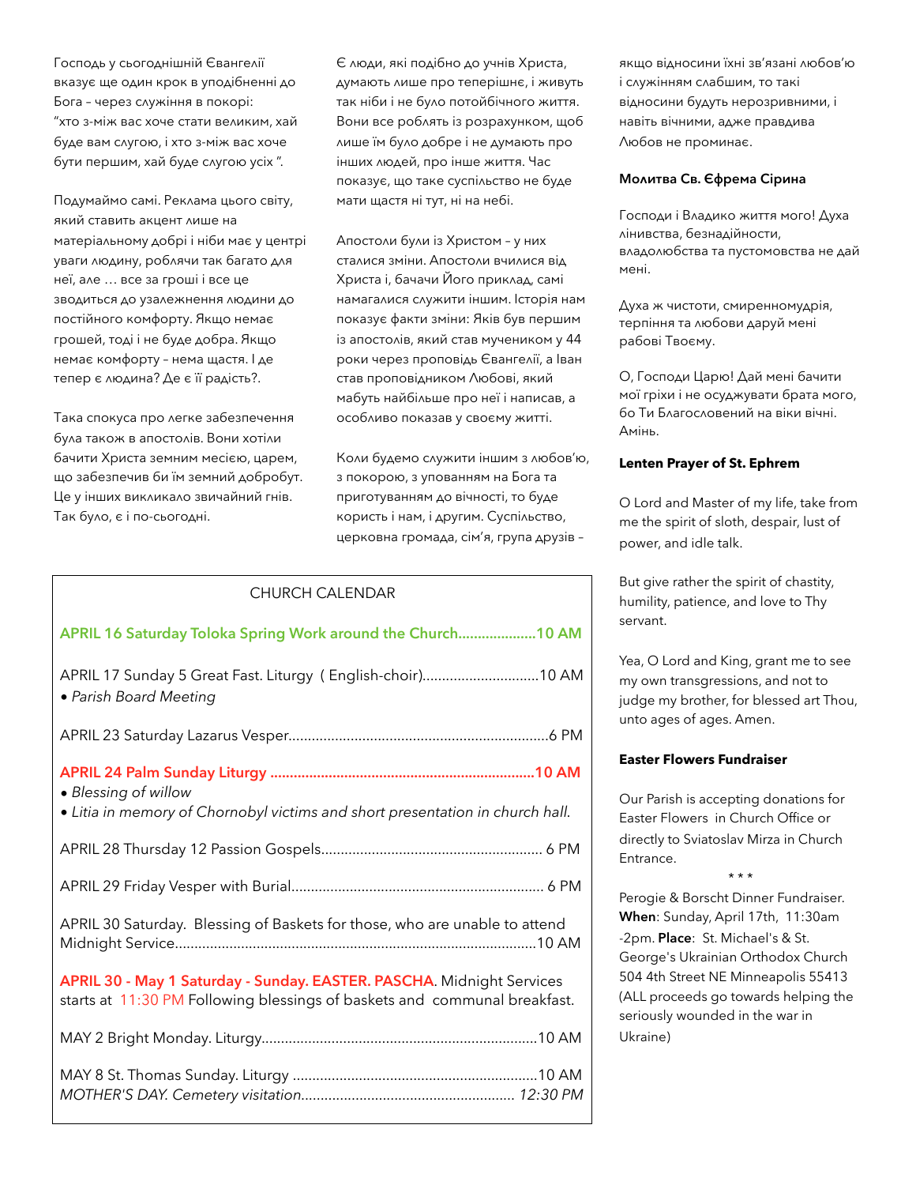Господь у сьогоднішній Євангелії вказує ще один крок в уподібненні до Бога – через служіння в покорі: "хто з-між вас хоче стати великим, хай буде вам слугою, і хто з-між вас хоче бути першим, хай буде слугою усіх ".

Подумаймо самі. Реклама цього світу, який ставить акцент лише на матеріальному добрі і ніби має у центрі уваги людину, роблячи так багато для неї, але … все за гроші і все це зводиться до узалежнення людини до постійного комфорту. Якщо немає грошей, тоді і не буде добра. Якщо немає комфорту – нема щастя. І де тепер є людина? Де є її радість?.

Така спокуса про легке забезпечення була також в апостолів. Вони хотіли бачити Христа земним месією, царем, що забезпечив би їм земний добробут. Це у інших викликало звичайний гнів. Так було, є і по-сьогодні.

Є люди, які подібно до учнів Христа, думають лише про теперішнє, і живуть так ніби і не було потойбічного життя. Вони все роблять із розрахунком, щоб лише їм було добре і не думають про інших людей, про інше життя. Час показує, що таке суспільство не буде мати щастя ні тут, ні на небі.

Апостоли були із Христом – у них сталися зміни. Апостоли вчилися від Христа і, бачачи Його приклад, самі намагалися служити іншим. Історія нам показує факти зміни: Яків був першим із апостолів, який став мучеником у 44 роки через проповідь Євангелії, а Іван став проповідником Любові, який мабуть найбільше про неї і написав, а особливо показав у своєму житті.

Коли будемо служити іншим з любов'ю, з покорою, з упованням на Бога та приготуванням до вічності, то буде користь і нам, і другим. Суспільство, церковна громада, сім'я, група друзів – якщо відносини їхні зв'язані любов'ю і служінням слабшим, то такі відносини будуть нерозривними, і навіть вічними, адже правдива Любов не проминає.

**Молитва Св. Єфрема Сірина**

Господи і Владико життя мого! Духа лінивства, безнадійности, владолюбства та пустомовства не дай мені.

Духа ж чистоти, смиренномудрія, терпіння та любови даруй мені рабові Твоєму.

О, Господи Царю! Дай мені бачити мої гріхи і не осуджувати брата мого, бо Ти Благословений на віки вічні. Амінь.

**Lenten Prayer of St. Ephrem**

O Lord and Master of my life, take from me the spirit of sloth, despair, lust of power, and idle talk.

But give rather the spirit of chastity, humility, patience, and love to Thy servant.

Yea, O Lord and King, grant me to see my own transgressions, and not to judge my brother, for blessed art Thou, unto ages of ages. Amen.

**Easter Flowers Fundraiser**

Our Parish is accepting donations for Easter Flowers in Church Office or directly to Sviatoslav Mirza in Church Entrance.

\* \* \*

Perogie & Borscht Dinner Fundraiser. **When**: Sunday, April 17th, 11:30am -2pm. **Place**: St. Michael's & St. George's Ukrainian Orthodox Church 504 4th Street NE Minneapolis 55413 (ALL proceeds go towards helping the seriously wounded in the war in Ukraine)

## CHURCH CALENDAR

**APRIL 16 Saturday Toloka Spring Work around the Church....................10 AM**

APRIL 17 Sunday 5 Great Fast. Liturgy ( English-choir)..............................10 AM
- *Parish Board Meeting*

APRIL 23 Saturday Lazarus Vesper..................................................................6 PM

**APRIL 24 Palm Sunday Liturgy ....................................................................10 AM**
- *Blessing of willow*
- *Litia in memory of Chornobyl victims and short presentation in church hall.*

APRIL 28 Thursday 12 Passion Gospels........................................................ 6 PM

APRIL 29 Friday Vesper with Burial................................................................ 6 PM

APRIL 30 Saturday. Blessing of Baskets for those, who are unable to attend Midnight Service............................................................................................10 AM

**APRIL 30 - May 1 Saturday - Sunday. EASTER. PASCHA**. Midnight Services starts at 11:30 PM Following blessings of baskets and communal breakfast.

MAY 2 Bright Monday. Liturgy......................................................................10 AM

MAY 8 St. Thomas Sunday. Liturgy ..............................................................10 AM
*MOTHER'S DAY. Cemetery visitation...................................................... 12:30 PM*